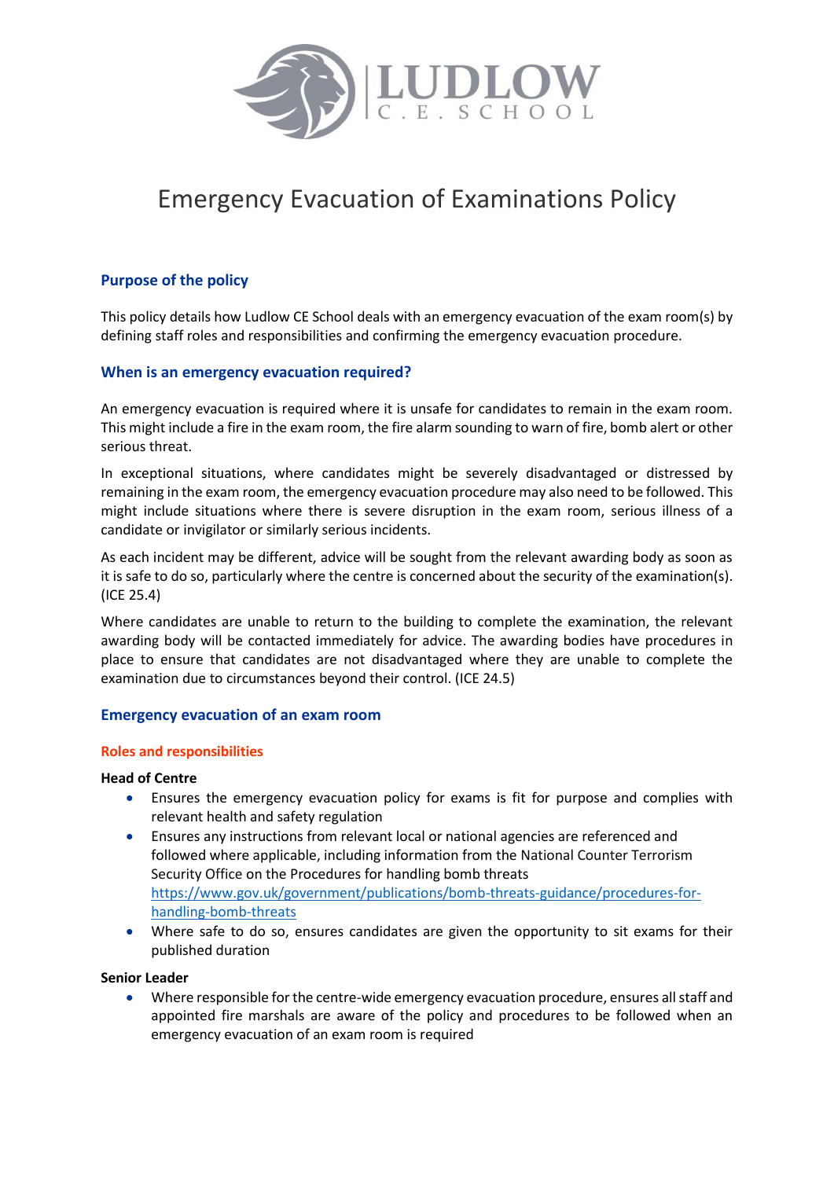# Emergency Evacuation of Examinations Policy

## Purpose of the policy

This policy details how Ludlow CE School deals with an emergency evacuation of the exam room(s) by defining staff roles and responsibilities and confirming the emergency evacuation procedure.

## When is an emergency evacuation required?

An emergency evacuation is required where it is unsafe for candidates to remain in the exam room. This might include a fire in the exam room, the fire alarm sounding to warn of fire, bomb alert or other serious threat.

In exceptional situations, where candidates might be severely disadvantaged or distressed by remaining in the exam room, the emergency evacuation procedure may also need to be followed. This might include situations where there is severe disruption in the exam room, serious illness of a candidate or invigilator or similarly serious incidents.

As each incident may be different, advice will be sought from the relevant awarding body as soon as it is safe to do so, particularly where the centre is concerned about the security of the examination(s). (ICE 25.4)

Where candidates are unable to return to the building to complete the examination, the relevant awarding body will be contacted immediately for advice. The awarding bodies have procedures in place to ensure that candidates are not disadvantaged where they are unable to complete the examination due to circumstances beyond their control. (ICE 24.5)

## Emergency evacuation of an exam room

### Roles and responsibilities

**Head of Centre**

- Ensures the emergency evacuation policy for exams is fit for purpose and complies with relevant health and safety regulation
- Ensures any instructions from relevant local or national agencies are referenced and followed where applicable, including information from the National Counter Terrorism Security Office on the Procedures for handling bomb threats [https://www.gov.uk/government/publications/bomb-threats-guidance/procedures-for-handling-bomb-threats](https://www.gov.uk/government/publications/bomb-threats-guidance/procedures-for-handling-bomb-threats)
- Where safe to do so, ensures candidates are given the opportunity to sit exams for their published duration

**Senior Leader**

- Where responsible for the centre-wide emergency evacuation procedure, ensures all staff and appointed fire marshals are aware of the policy and procedures to be followed when an emergency evacuation of an exam room is required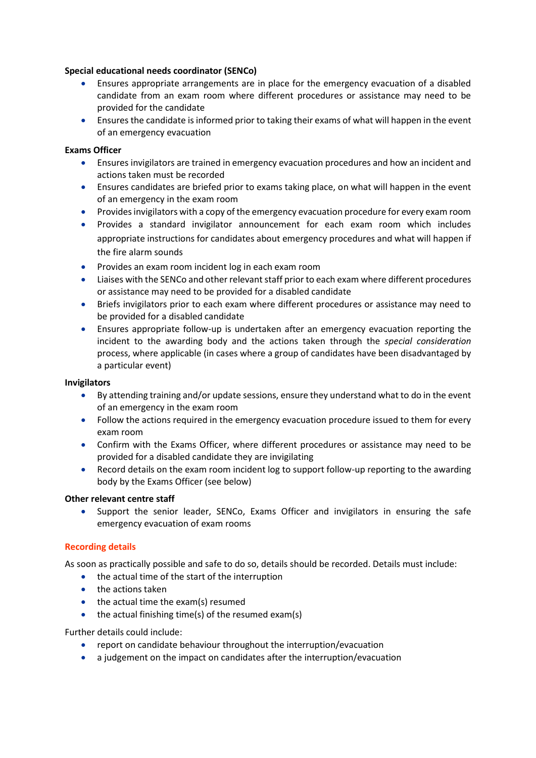**Special educational needs coordinator (SENCo)**

- Ensures appropriate arrangements are in place for the emergency evacuation of a disabled candidate from an exam room where different procedures or assistance may need to be provided for the candidate
- Ensures the candidate is informed prior to taking their exams of what will happen in the event of an emergency evacuation

**Exams Officer**

- Ensures invigilators are trained in emergency evacuation procedures and how an incident and actions taken must be recorded
- Ensures candidates are briefed prior to exams taking place, on what will happen in the event of an emergency in the exam room
- Provides invigilators with a copy of the emergency evacuation procedure for every exam room
- Provides a standard invigilator announcement for each exam room which includes appropriate instructions for candidates about emergency procedures and what will happen if the fire alarm sounds
- Provides an exam room incident log in each exam room
- Liaises with the SENCo and other relevant staff prior to each exam where different procedures or assistance may need to be provided for a disabled candidate
- Briefs invigilators prior to each exam where different procedures or assistance may need to be provided for a disabled candidate
- Ensures appropriate follow-up is undertaken after an emergency evacuation reporting the incident to the awarding body and the actions taken through the *special consideration* process, where applicable (in cases where a group of candidates have been disadvantaged by a particular event)

**Invigilators**

- By attending training and/or update sessions, ensure they understand what to do in the event of an emergency in the exam room
- Follow the actions required in the emergency evacuation procedure issued to them for every exam room
- Confirm with the Exams Officer, where different procedures or assistance may need to be provided for a disabled candidate they are invigilating
- Record details on the exam room incident log to support follow-up reporting to the awarding body by the Exams Officer (see below)

**Other relevant centre staff**

- Support the senior leader, SENCo, Exams Officer and invigilators in ensuring the safe emergency evacuation of exam rooms

## Recording details

As soon as practically possible and safe to do so, details should be recorded. Details must include:

- the actual time of the start of the interruption
- the actions taken
- the actual time the exam(s) resumed
- the actual finishing time(s) of the resumed exam(s)

Further details could include:

- report on candidate behaviour throughout the interruption/evacuation
- a judgement on the impact on candidates after the interruption/evacuation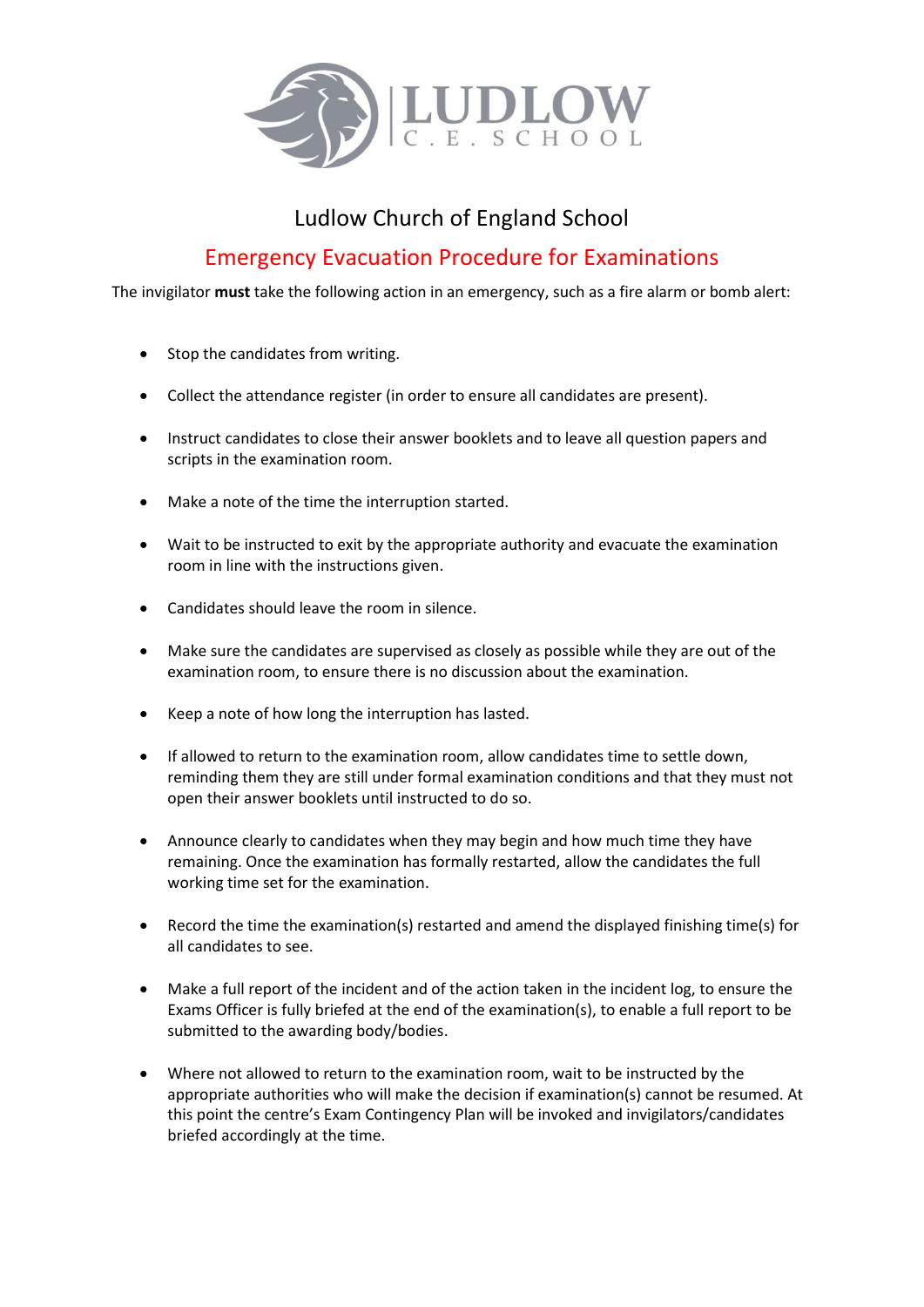LUDLOW C.E. SCHOOL

# Ludlow Church of England School

## Emergency Evacuation Procedure for Examinations

The invigilator **must** take the following action in an emergency, such as a fire alarm or bomb alert:

- Stop the candidates from writing.
- Collect the attendance register (in order to ensure all candidates are present).
- Instruct candidates to close their answer booklets and to leave all question papers and scripts in the examination room.
- Make a note of the time the interruption started.
- Wait to be instructed to exit by the appropriate authority and evacuate the examination room in line with the instructions given.
- Candidates should leave the room in silence.
- Make sure the candidates are supervised as closely as possible while they are out of the examination room, to ensure there is no discussion about the examination.
- Keep a note of how long the interruption has lasted.
- If allowed to return to the examination room, allow candidates time to settle down, reminding them they are still under formal examination conditions and that they must not open their answer booklets until instructed to do so.
- Announce clearly to candidates when they may begin and how much time they have remaining. Once the examination has formally restarted, allow the candidates the full working time set for the examination.
- Record the time the examination(s) restarted and amend the displayed finishing time(s) for all candidates to see.
- Make a full report of the incident and of the action taken in the incident log, to ensure the Exams Officer is fully briefed at the end of the examination(s), to enable a full report to be submitted to the awarding body/bodies.
- Where not allowed to return to the examination room, wait to be instructed by the appropriate authorities who will make the decision if examination(s) cannot be resumed. At this point the centre's Exam Contingency Plan will be invoked and invigilators/candidates briefed accordingly at the time.